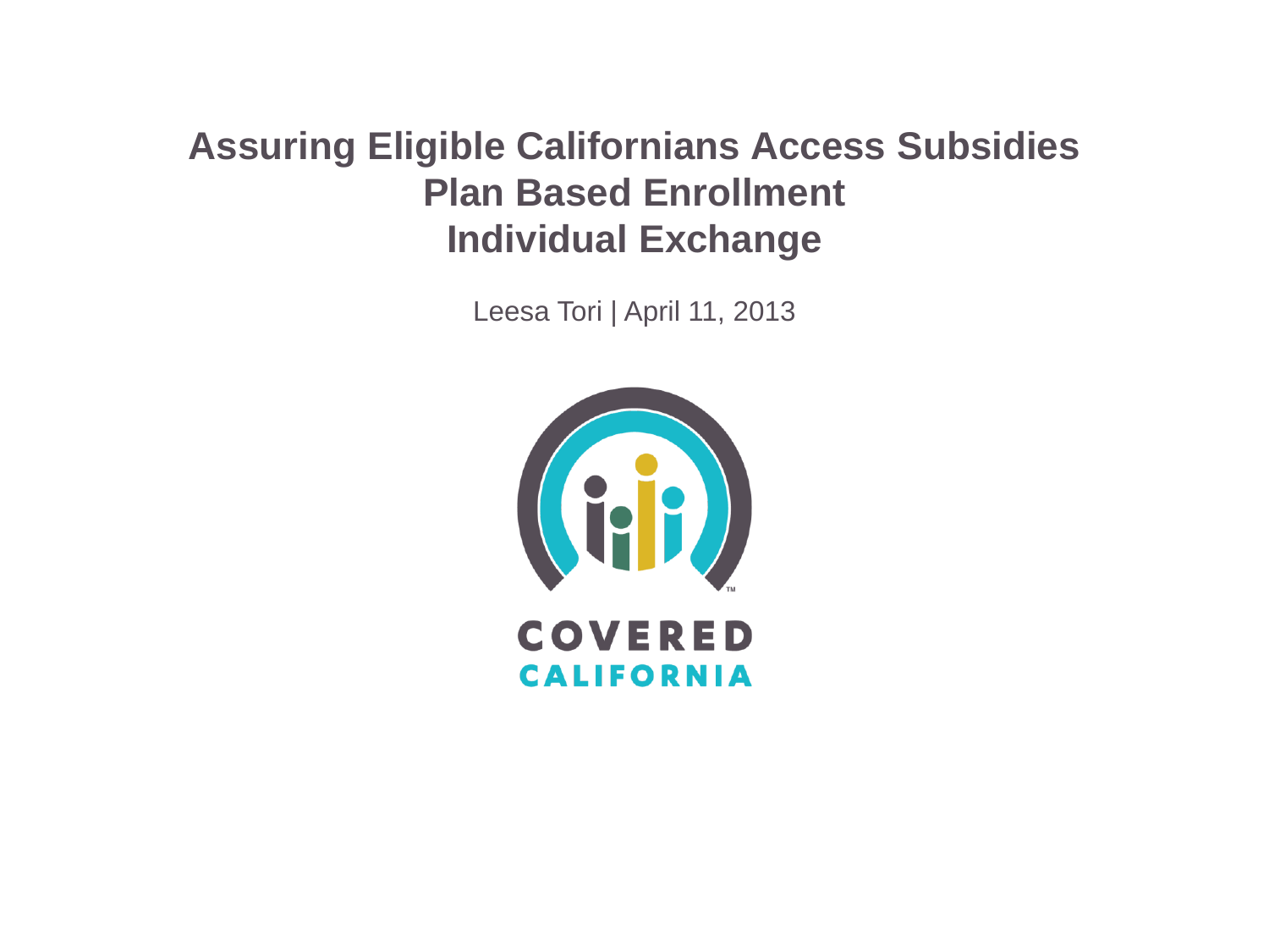# Assuring Eligible Californians Access Subsidies Plan Based Enrollment Individual Exchange

Leesa Tori | April 11, 2013

COVERED CALIFORNIA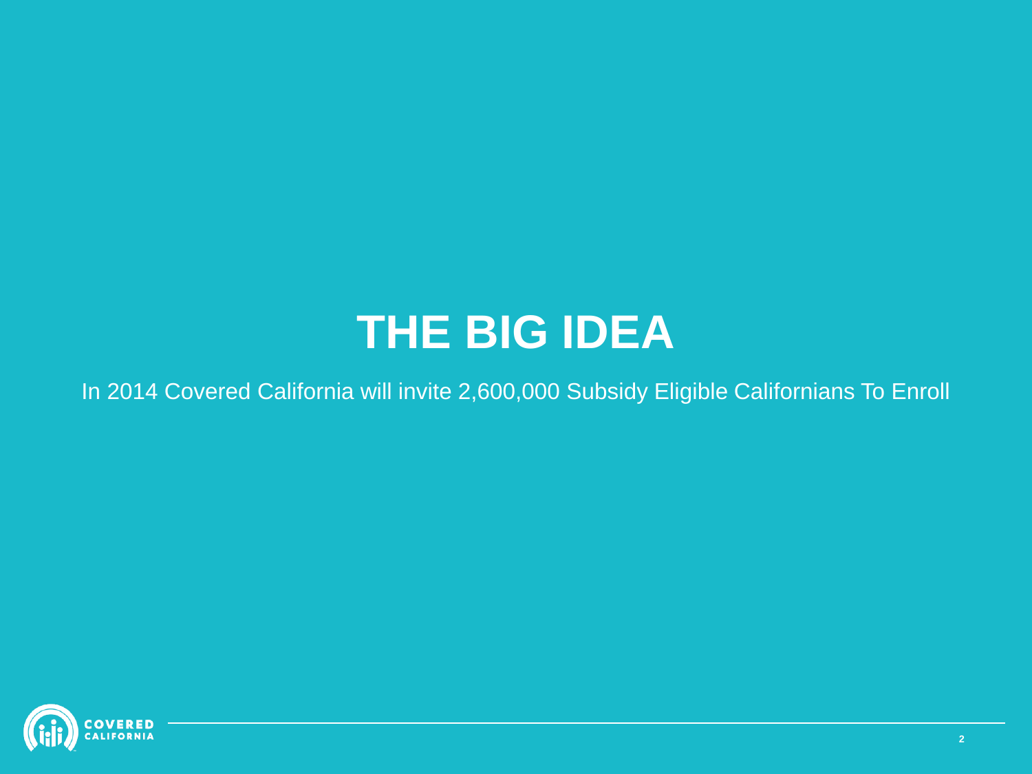# THE BIG IDEA

In 2014 Covered California will invite 2,600,000 Subsidy Eligible Californians To Enroll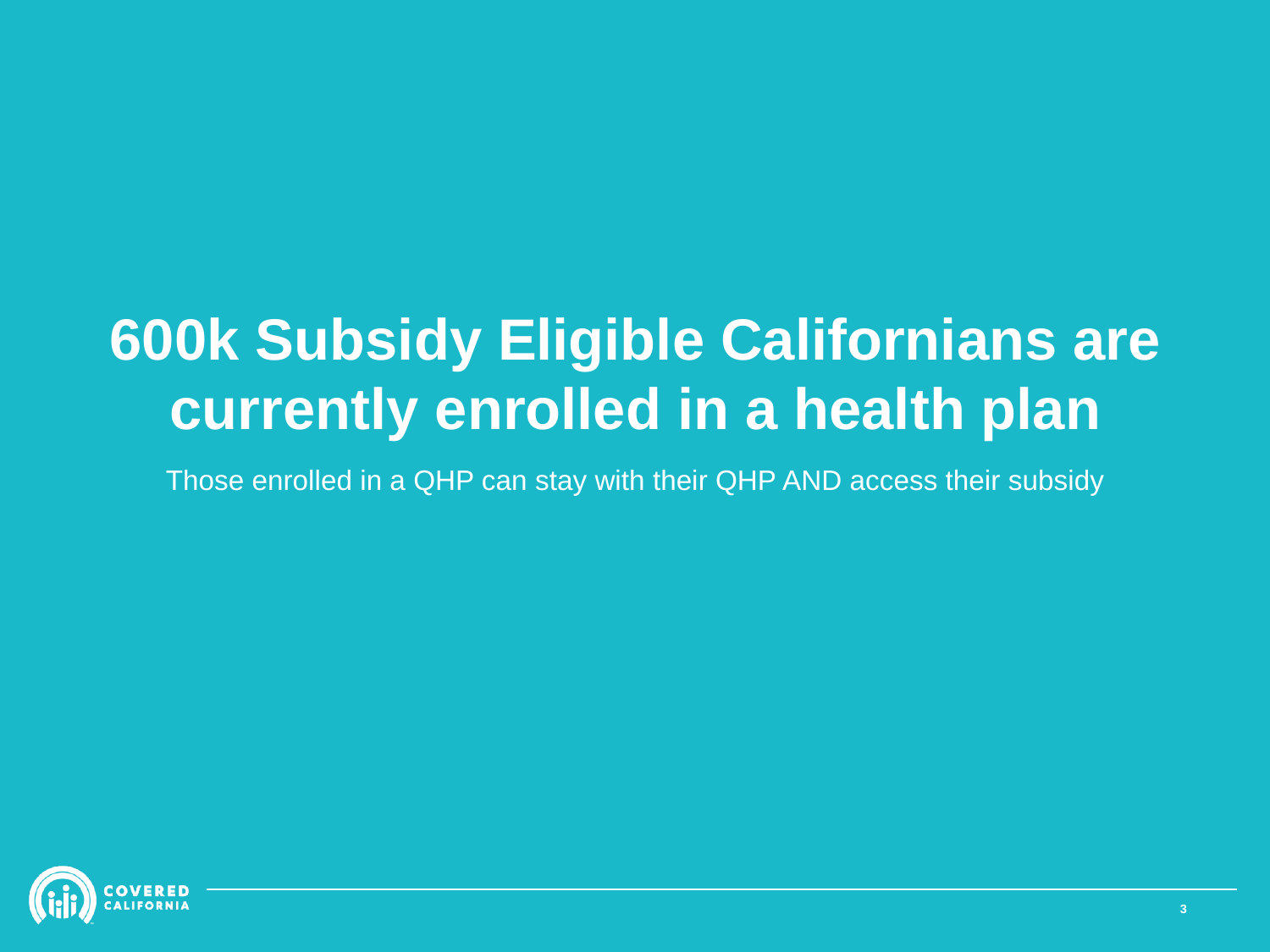# 600k Subsidy Eligible Californians are currently enrolled in a health plan

Those enrolled in a QHP can stay with their QHP AND access their subsidy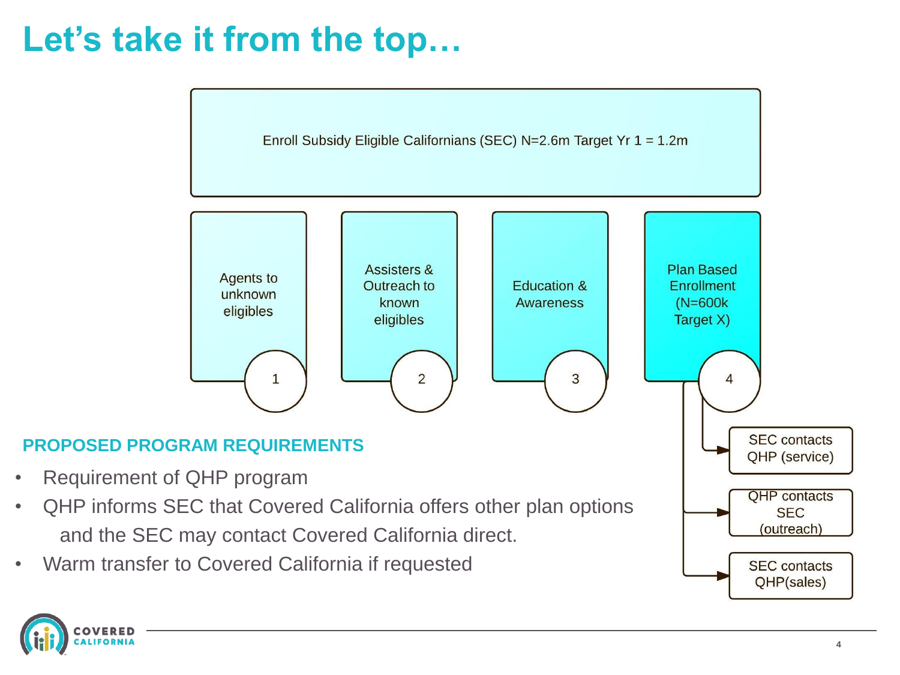# Let's take it from the top…

Enroll Subsidy Eligible Californians (SEC) N=2.6m Target Yr 1 = 1.2m

1. Agents to unknown eligibles
2. Assisters & Outreach to known eligibles
3. Education & Awareness
4. Plan Based Enrollment (N=600k Target X)
   - SEC contacts QHP (service)
   - QHP contacts SEC (outreach)
   - SEC contacts QHP(sales)

## PROPOSED PROGRAM REQUIREMENTS

- Requirement of QHP program
- QHP informs SEC that Covered California offers other plan options and the SEC may contact Covered California direct.
- Warm transfer to Covered California if requested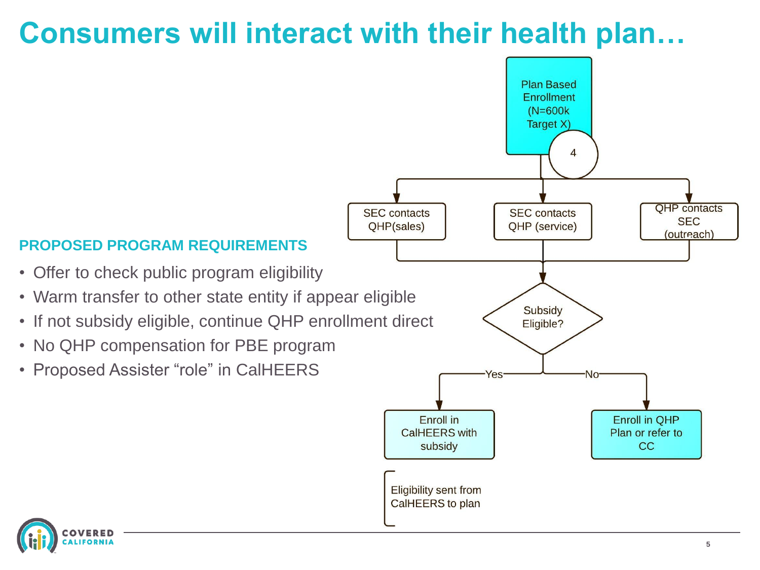# Consumers will interact with their health plan…

### PROPOSED PROGRAM REQUIREMENTS

- Offer to check public program eligibility
- Warm transfer to other state entity if appear eligible
- If not subsidy eligible, continue QHP enrollment direct
- No QHP compensation for PBE program
- Proposed Assister "role" in CalHEERS

Plan Based Enrollment (N=600k Target X)

4

SEC contacts QHP(sales)

SEC contacts QHP (service)

QHP contacts SEC (outreach)

Subsidy Eligible?

Yes

No

Enroll in CalHEERS with subsidy

Enroll in QHP Plan or refer to CC

Eligibility sent from CalHEERS to plan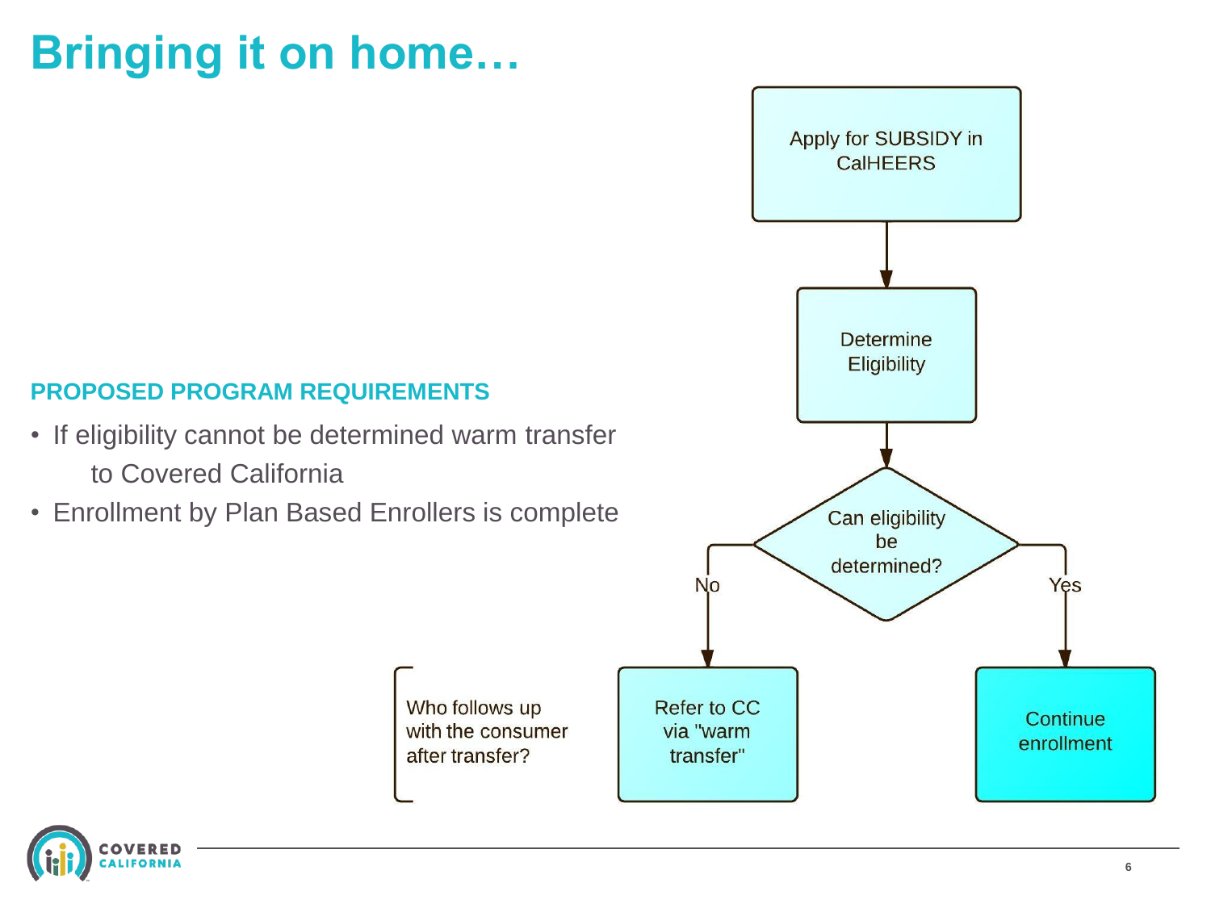# Bringing it on home…

## PROPOSED PROGRAM REQUIREMENTS

- If eligibility cannot be determined warm transfer to Covered California
- Enrollment by Plan Based Enrollers is complete

Apply for SUBSIDY in CalHEERS

Determine Eligibility

Can eligibility be determined?

No

Yes

Refer to CC via "warm transfer"

Continue enrollment

Who follows up with the consumer after transfer?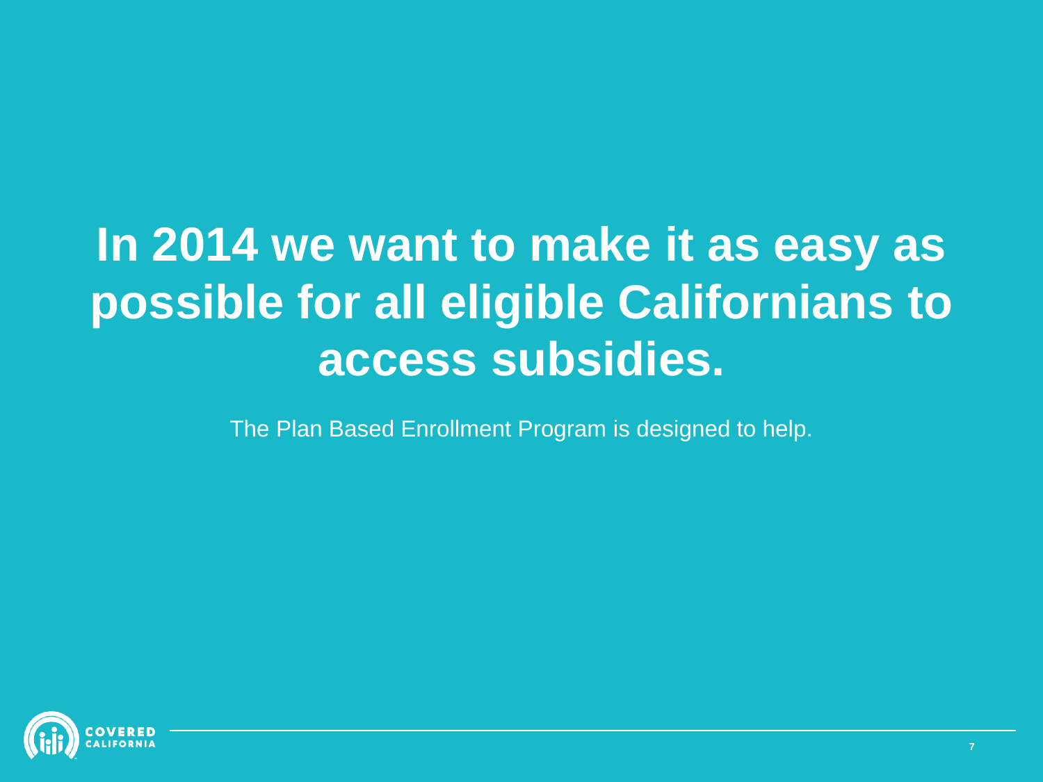# In 2014 we want to make it as easy as possible for all eligible Californians to access subsidies.

The Plan Based Enrollment Program is designed to help.